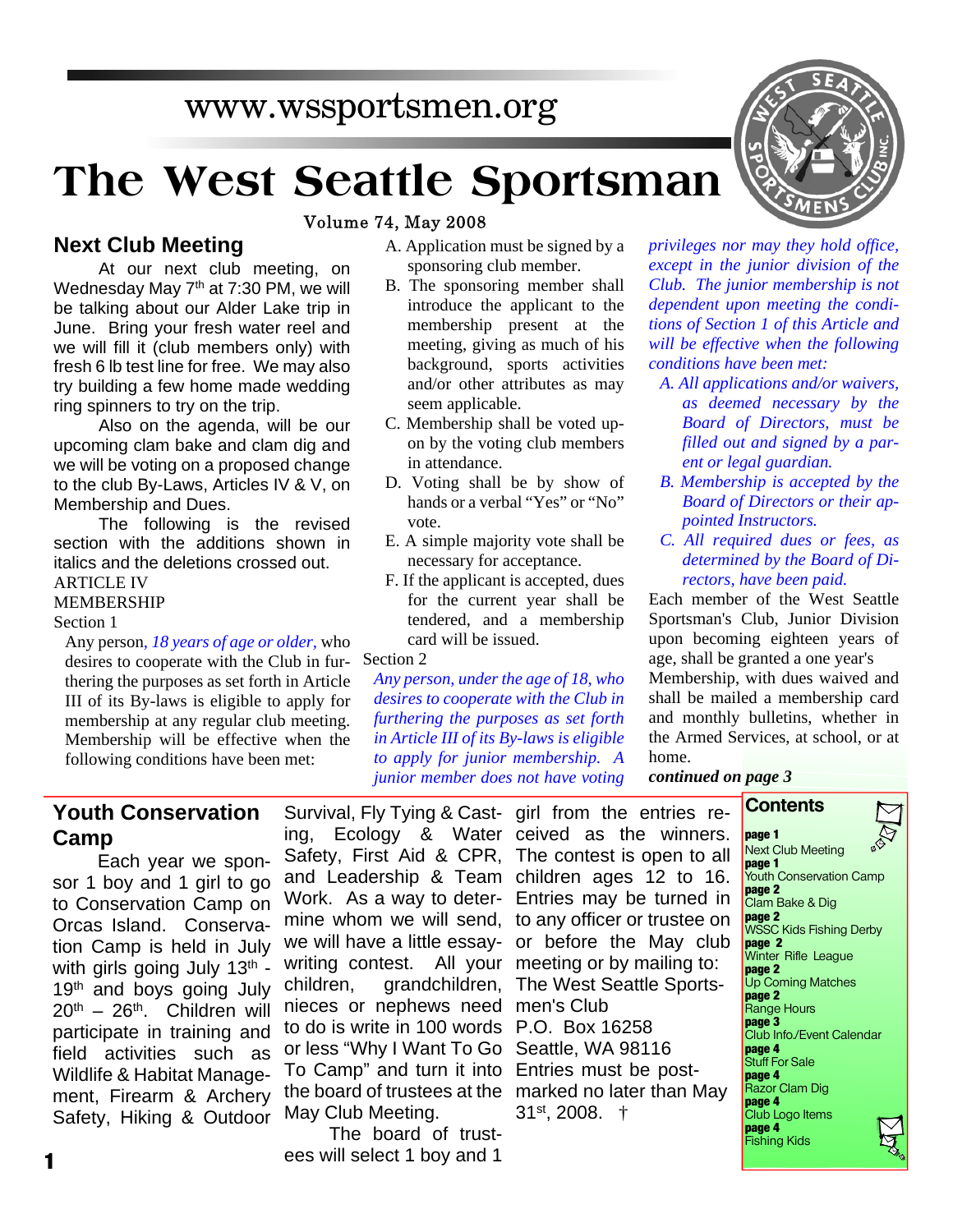www.wssportsmen.org

# The West Seattle Sportsman

Volume 74, May 2008

## Next Club Meeting

At our next club meeting, on Wednesday May 7th at 7:30 PM, we will be talking about our Alder Lake trip in June. Bring your fresh water reel and we will fill it (club members only) with fresh 6 lb test line for free. We may also try building a few home made wedding ring spinners to try on the trip.

Also on the agenda, will be our upcoming clam bake and clam dig and we will be voting on a proposed change to the club By-Laws, Articles IV & V, on Membership and Dues.

The following is the revised section with the additions shown in italics and the deletions crossed out.

ARTICLE IV

MEMBERSHIP

Section 1

Any person, *18 years of age or older,* who desires to cooperate with the Club in furthering the purposes as set forth in Article III of its By-laws is eligible to apply for membership at any regular club meeting. Membership will be effective when the following conditions have been met:

A. Application must be signed by a sponsoring club member.

B. The sponsoring member shall introduce the applicant to the membership present at the meeting, giving as much of his background, sports activities and/or other attributes as may seem applicable.

C. Membership shall be voted upon by the voting club members in attendance.

D. Voting shall be by show of hands or a verbal "Yes" or "No" vote.

E. A simple majority vote shall be necessary for acceptance.

F. If the applicant is accepted, dues for the current year shall be tendered, and a membership card will be issued.

Section 2

*Any person, under the age of 18, who desires to cooperate with the Club in furthering the purposes as set forth in Article III of its By-laws is eligible to apply for junior membership. A junior member does not have voting privileges nor may they hold office, except in the junior division of the Club. The junior membership is not dependent upon meeting the conditions of Section 1 of this Article and will be effective when the following conditions have been met:*

*A. All applications and/or waivers, as deemed necessary by the Board of Directors, must be filled out and signed by a parent or legal guardian.*

*B. Membership is accepted by the Board of Directors or their appointed Instructors.*

*C. All required dues or fees, as determined by the Board of Directors, have been paid.*

Each member of the West Seattle Sportsman's Club, Junior Division upon becoming eighteen years of age, shall be granted a one year's Membership, with dues waived and shall be mailed a membership card and monthly bulletins, whether in the Armed Services, at school, or at home.

***continued on page 3***

## Youth Conservation Camp

Each year we sponsor 1 boy and 1 girl to go to Conservation Camp on Orcas Island. Conservation Camp is held in July with girls going July 13th - 19th and boys going July 20th – 26th. Children will participate in training and field activities such as Wildlife & Habitat Management, Firearm & Archery Safety, Hiking & Outdoor Survival, Fly Tying & Casting, Ecology & Water Safety, First Aid & CPR, and Leadership & Team Work. As a way to determine whom we will send, we will have a little essay-writing contest. All your children, grandchildren, nieces or nephews need to do is write in 100 words or less "Why I Want To Go To Camp" and turn it into the board of trustees at the May Club Meeting.

The board of trustees will select 1 boy and 1 girl from the entries received as the winners. The contest is open to all children ages 12 to 16. Entries may be turned in to any officer or trustee on or before the May club meeting or by mailing to:
The West Seattle Sportsmen's Club
P.O. Box 16258
Seattle, WA 98116
Entries must be postmarked no later than May 31st, 2008. †

## Contents

**page 1** Next Club Meeting
**page 1** Youth Conservation Camp
**page 2** Clam Bake & Dig
**page 2** WSSC Kids Fishing Derby
**page 2** Winter Rifle League
**page 2** Up Coming Matches
**page 2** Range Hours
**page 3** Club Info./Event Calendar
**page 4** Stuff For Sale
**page 4** Razor Clam Dig
**page 4** Club Logo Items
**page 4** Fishing Kids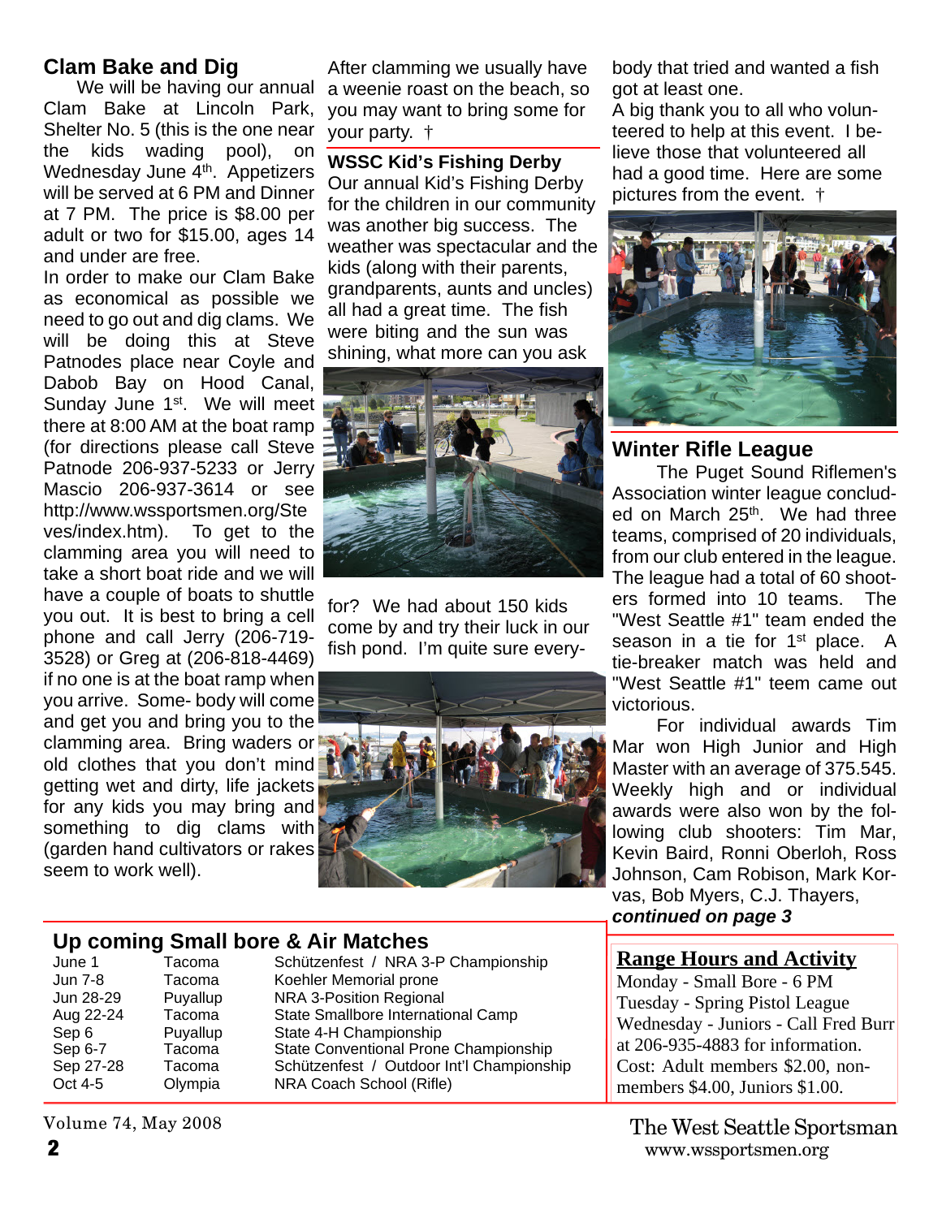## Clam Bake and Dig

We will be having our annual Clam Bake at Lincoln Park, Shelter No. 5 (this is the one near the kids wading pool), on Wednesday June 4th. Appetizers will be served at 6 PM and Dinner at 7 PM. The price is $8.00 per adult or two for $15.00, ages 14 and under are free.

In order to make our Clam Bake as economical as possible we need to go out and dig clams. We will be doing this at Steve Patnodes place near Coyle and Dabob Bay on Hood Canal, Sunday June 1st. We will meet there at 8:00 AM at the boat ramp (for directions please call Steve Patnode 206-937-5233 or Jerry Mascio 206-937-3614 or see http://www.wssportsmen.org/Steves/index.htm). To get to the clamming area you will need to take a short boat ride and we will have a couple of boats to shuttle you out. It is best to bring a cell phone and call Jerry (206-719-3528) or Greg at (206-818-4469) if no one is at the boat ramp when you arrive. Some- body will come and get you and bring you to the clamming area. Bring waders or old clothes that you don't mind getting wet and dirty, life jackets for any kids you may bring and something to dig clams with (garden hand cultivators or rakes seem to work well).

After clamming we usually have a weenie roast on the beach, so you may want to bring some for your party. †

## WSSC Kid's Fishing Derby

Our annual Kid's Fishing Derby for the children in our community was another big success. The weather was spectacular and the kids (along with their parents, grandparents, aunts and uncles) all had a great time. The fish were biting and the sun was shining, what more can you ask for? We had about 150 kids come by and try their luck in our fish pond. I'm quite sure every-body that tried and wanted a fish got at least one.

A big thank you to all who volunteered to help at this event. I believe those that volunteered all had a good time. Here are some pictures from the event. †

## Winter Rifle League

The Puget Sound Riflemen's Association winter league concluded on March 25th. We had three teams, comprised of 20 individuals, from our club entered in the league. The league had a total of 60 shooters formed into 10 teams. The "West Seattle #1" team ended the season in a tie for 1st place. A tie-breaker match was held and "West Seattle #1" teem came out victorious.

For individual awards Tim Mar won High Junior and High Master with an average of 375.545. Weekly high and or individual awards were also won by the following club shooters: Tim Mar, Kevin Baird, Ronni Oberloh, Ross Johnson, Cam Robison, Mark Korvas, Bob Myers, C.J. Thayers,

***continued on page 3***

## Up coming Small bore & Air Matches

| | | |
|---|---|---|
| June 1 | Tacoma | Schützenfest / NRA 3-P Championship |
| Jun 7-8 | Tacoma | Koehler Memorial prone |
| Jun 28-29 | Puyallup | NRA 3-Position Regional |
| Aug 22-24 | Tacoma | State Smallbore International Camp |
| Sep 6 | Puyallup | State 4-H Championship |
| Sep 6-7 | Tacoma | State Conventional Prone Championship |
| Sep 27-28 | Tacoma | Schützenfest / Outdoor Int'l Championship |
| Oct 4-5 | Olympia | NRA Coach School (Rifle) |

## Range Hours and Activity

Monday - Small Bore - 6 PM
Tuesday - Spring Pistol League
Wednesday - Juniors - Call Fred Burr at 206-935-4883 for information.
Cost: Adult members $2.00, non-members $4.00, Juniors $1.00.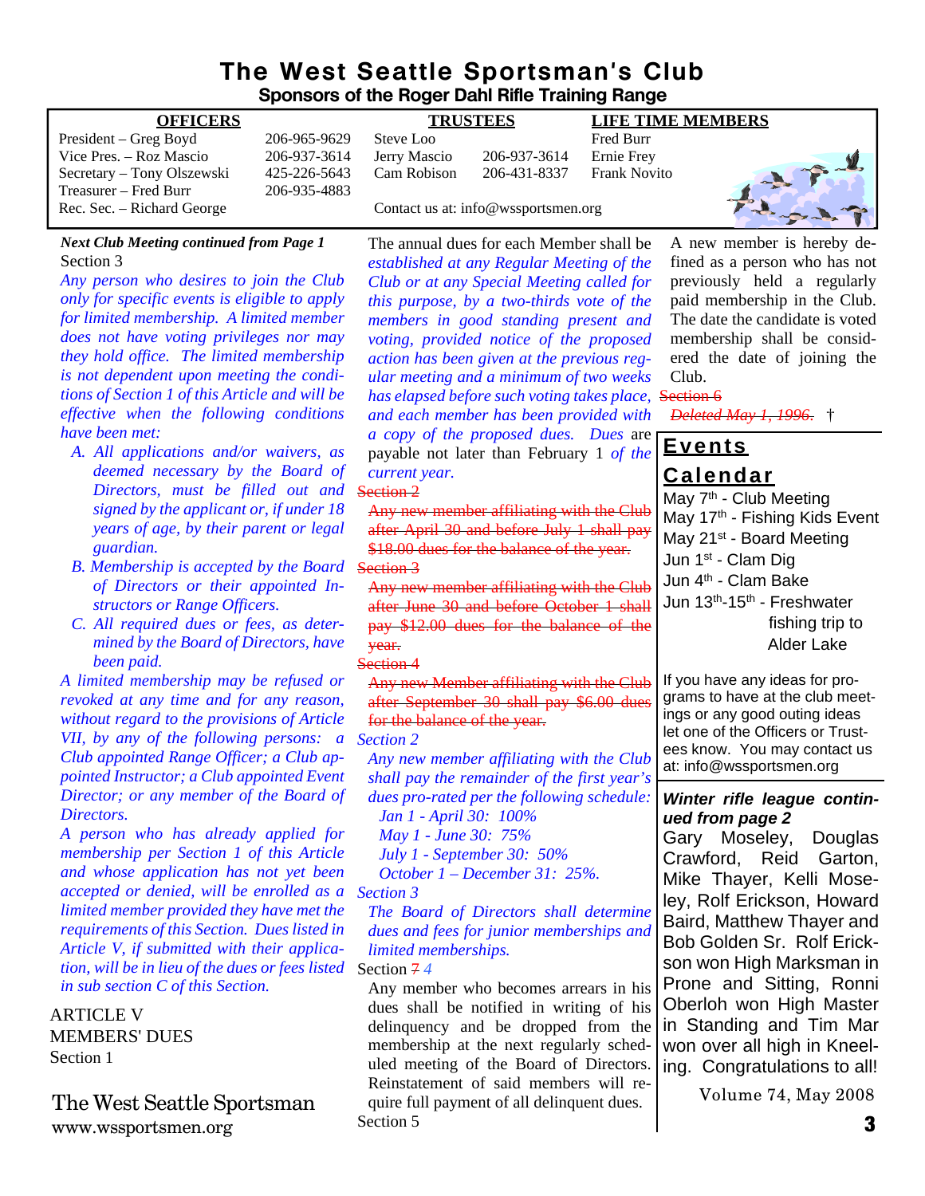# The West Seattle Sportsman's Club

## Sponsors of the Roger Dahl Rifle Training Range

| OFFICERS | | TRUSTEES | | LIFE TIME MEMBERS |
|---|---|---|---|---|
| President – Greg Boyd | 206-965-9629 | Steve Loo | | Fred Burr |
| Vice Pres. – Roz Mascio | 206-937-3614 | Jerry Mascio | 206-937-3614 | Ernie Frey |
| Secretary – Tony Olszewski | 425-226-5643 | Cam Robison | 206-431-8337 | Frank Novito |
| Treasurer – Fred Burr | 206-935-4883 | | | |
| Rec. Sec. – Richard George | | Contact us at: info@wssportsmen.org | | |

***Next Club Meeting continued from Page 1***

Section 3

*Any person who desires to join the Club only for specific events is eligible to apply for limited membership. A limited member does not have voting privileges nor may they hold office. The limited membership is not dependent upon meeting the conditions of Section 1 of this Article and will be effective when the following conditions have been met:*

*A. All applications and/or waivers, as deemed necessary by the Board of Directors, must be filled out and signed by the applicant or, if under 18 years of age, by their parent or legal guardian.*

*B. Membership is accepted by the Board of Directors or their appointed Instructors or Range Officers.*

*C. All required dues or fees, as determined by the Board of Directors, have been paid.*

*A limited membership may be refused or revoked at any time and for any reason, without regard to the provisions of Article VII, by any of the following persons: a Club appointed Range Officer; a Club appointed Instructor; a Club appointed Event Director; or any member of the Board of Directors.*

*A person who has already applied for membership per Section 1 of this Article and whose application has not yet been accepted or denied, will be enrolled as a limited member provided they have met the requirements of this Section. Dues listed in Article V, if submitted with their application, will be in lieu of the dues or fees listed in sub section C of this Section.*

ARTICLE V
MEMBERS' DUES
Section 1

The annual dues for each Member shall be *established at any Regular Meeting of the Club or at any Special Meeting called for this purpose, by a two-thirds vote of the members in good standing present and voting, provided notice of the proposed action has been given at the previous regular meeting and a minimum of two weeks has elapsed before such voting takes place, and each member has been provided with a copy of the proposed dues.* *Dues* are payable not later than February 1 *of the current year.*

~~Section 2~~

~~Any new member affiliating with the Club after April 30 and before July 1 shall pay $18.00 dues for the balance of the year.~~

~~Section 3~~

~~Any new member affiliating with the Club after June 30 and before October 1 shall pay $12.00 dues for the balance of the year.~~

~~Section 4~~

~~Any new Member affiliating with the Club after September 30 shall pay $6.00 dues for the balance of the year.~~

*Section 2*

*Any new member affiliating with the Club shall pay the remainder of the first year's dues pro-rated per the following schedule:*

*Jan 1 - April 30: 100%*
*May 1 - June 30: 75%*
*July 1 - September 30: 50%*
*October 1 – December 31: 25%.*

*Section 3*

*The Board of Directors shall determine dues and fees for junior memberships and limited memberships.*

Section ~~7~~ *4*

Any member who becomes arrears in his dues shall be notified in writing of his delinquency and be dropped from the membership at the next regularly scheduled meeting of the Board of Directors. Reinstatement of said members will require full payment of all delinquent dues.

Section 5

A new member is hereby defined as a person who has not previously held a regularly paid membership in the Club. The date the candidate is voted membership shall be considered the date of joining the Club.

~~Section 6~~

~~*Deleted May 1, 1996.*~~ †

## Events Calendar

May 7th - Club Meeting
May 17th - Fishing Kids Event
May 21st - Board Meeting
Jun 1st - Clam Dig
Jun 4th - Clam Bake
Jun 13th-15th - Freshwater fishing trip to Alder Lake

If you have any ideas for programs to have at the club meetings or any good outing ideas let one of the Officers or Trustees know. You may contact us at: info@wssportsmen.org

***Winter rifle league continued from page 2***

Gary Moseley, Douglas Crawford, Reid Garton, Mike Thayer, Kelli Moseley, Rolf Erickson, Howard Baird, Matthew Thayer and Bob Golden Sr. Rolf Erickson won High Marksman in Prone and Sitting, Ronni Oberloh won High Master in Standing and Tim Mar won over all high in Kneeling. Congratulations to all!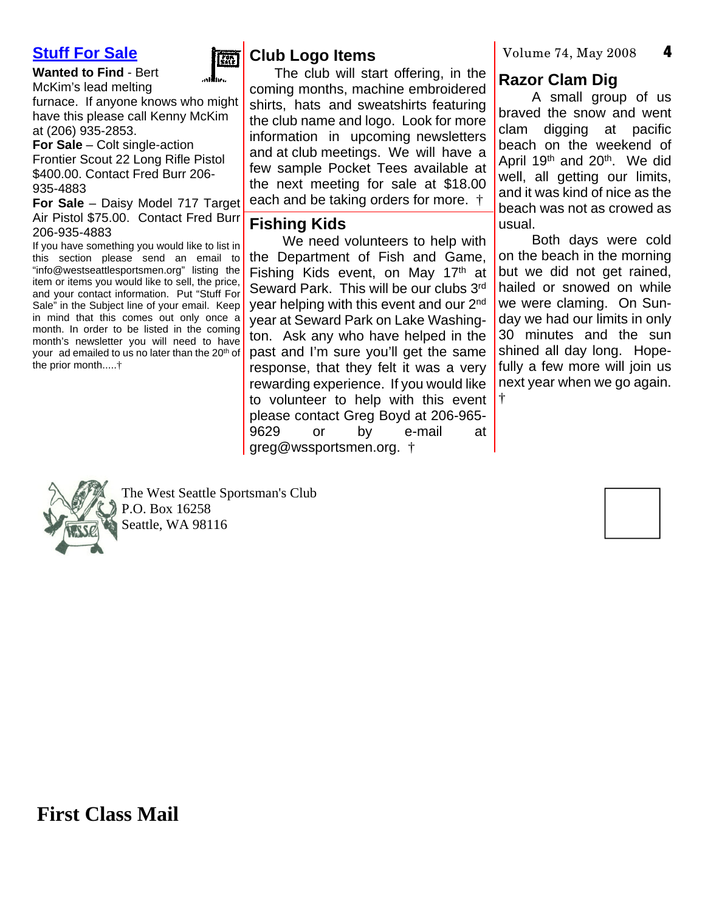## Stuff For Sale

**Wanted to Find** - Bert McKim's lead melting furnace. If anyone knows who might have this please call Kenny McKim at (206) 935-2853.

**For Sale** – Colt single-action Frontier Scout 22 Long Rifle Pistol $400.00. Contact Fred Burr 206-935-4883

**For Sale** – Daisy Model 717 Target Air Pistol $75.00. Contact Fred Burr 206-935-4883

If you have something you would like to list in this section please send an email to "info@westseattlesportsmen.org" listing the item or items you would like to sell, the price, and your contact information. Put "Stuff For Sale" in the Subject line of your email. Keep in mind that this comes out only once a month. In order to be listed in the coming month's newsletter you will need to have your ad emailed to us no later than the 20th of the prior month.....†

## Club Logo Items

The club will start offering, in the coming months, machine embroidered shirts, hats and sweatshirts featuring the club name and logo. Look for more information in upcoming newsletters and at club meetings. We will have a few sample Pocket Tees available at the next meeting for sale at $18.00 each and be taking orders for more. †

## Fishing Kids

We need volunteers to help with the Department of Fish and Game, Fishing Kids event, on May 17th at Seward Park. This will be our clubs 3rd year helping with this event and our 2nd year at Seward Park on Lake Washington. Ask any who have helped in the past and I'm sure you'll get the same response, that they felt it was a very rewarding experience. If you would like to volunteer to help with this event please contact Greg Boyd at 206-965-9629 or by e-mail at greg@wssportsmen.org. †

## Razor Clam Dig

A small group of us braved the snow and went clam digging at pacific beach on the weekend of April 19th and 20th. We did well, all getting our limits, and it was kind of nice as the beach was not as crowed as usual.

Both days were cold on the beach in the morning but we did not get rained, hailed or snowed on while we were claming. On Sunday we had our limits in only 30 minutes and the sun shined all day long. Hopefully a few more will join us next year when we go again. †

The West Seattle Sportsman's Club
P.O. Box 16258
Seattle, WA 98116

**First Class Mail**